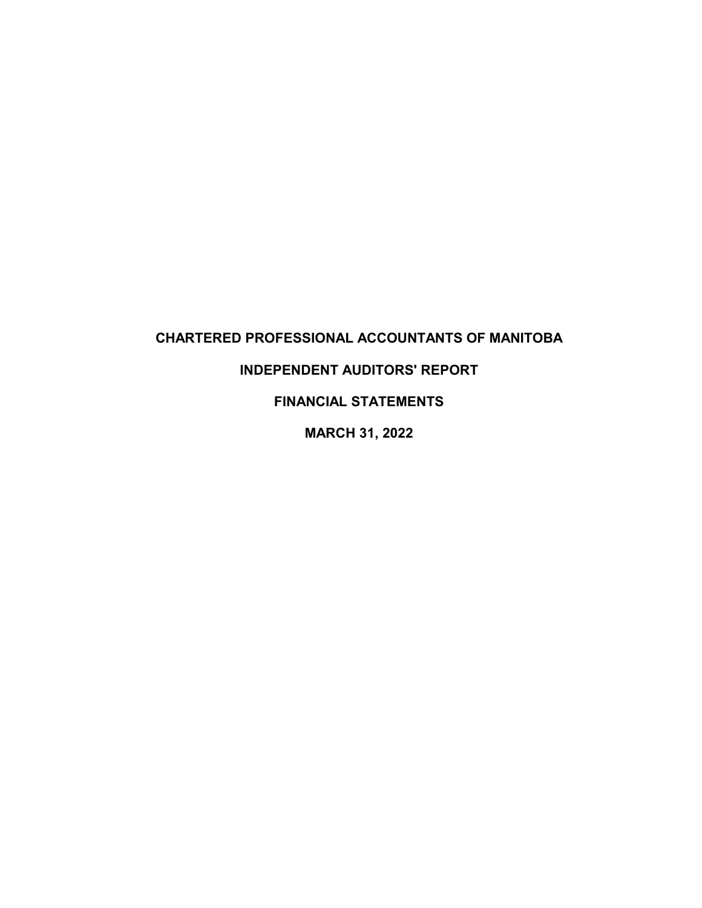# CHARTERED PROFESSIONAL ACCOUNTANTS OF MANITOBA

## INDEPENDENT AUDITORS' REPORT

## FINANCIAL STATEMENTS

## MARCH 31, 2022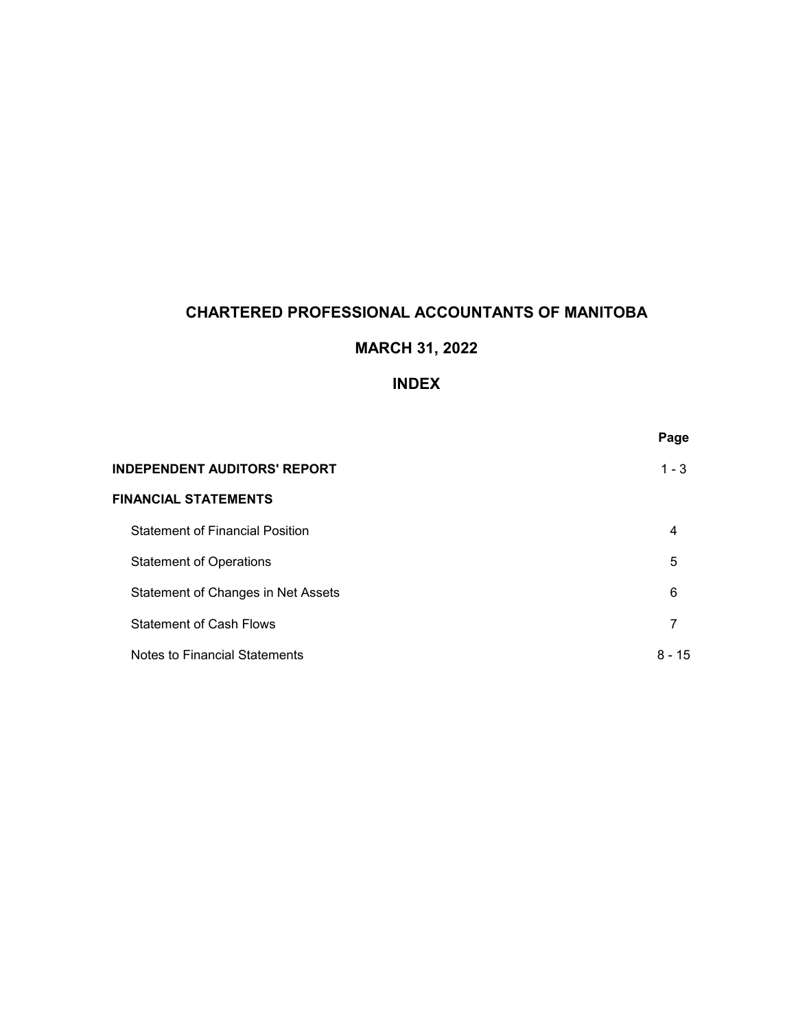# CHARTERED PROFESSIONAL ACCOUNTANTS OF MANITOBA

## MARCH 31, 2022

## INDEX

| | Page |
|---|---|
| **INDEPENDENT AUDITORS' REPORT** | 1 - 3 |
| **FINANCIAL STATEMENTS** | |
| Statement of Financial Position | 4 |
| Statement of Operations | 5 |
| Statement of Changes in Net Assets | 6 |
| Statement of Cash Flows | 7 |
| Notes to Financial Statements | 8 - 15 |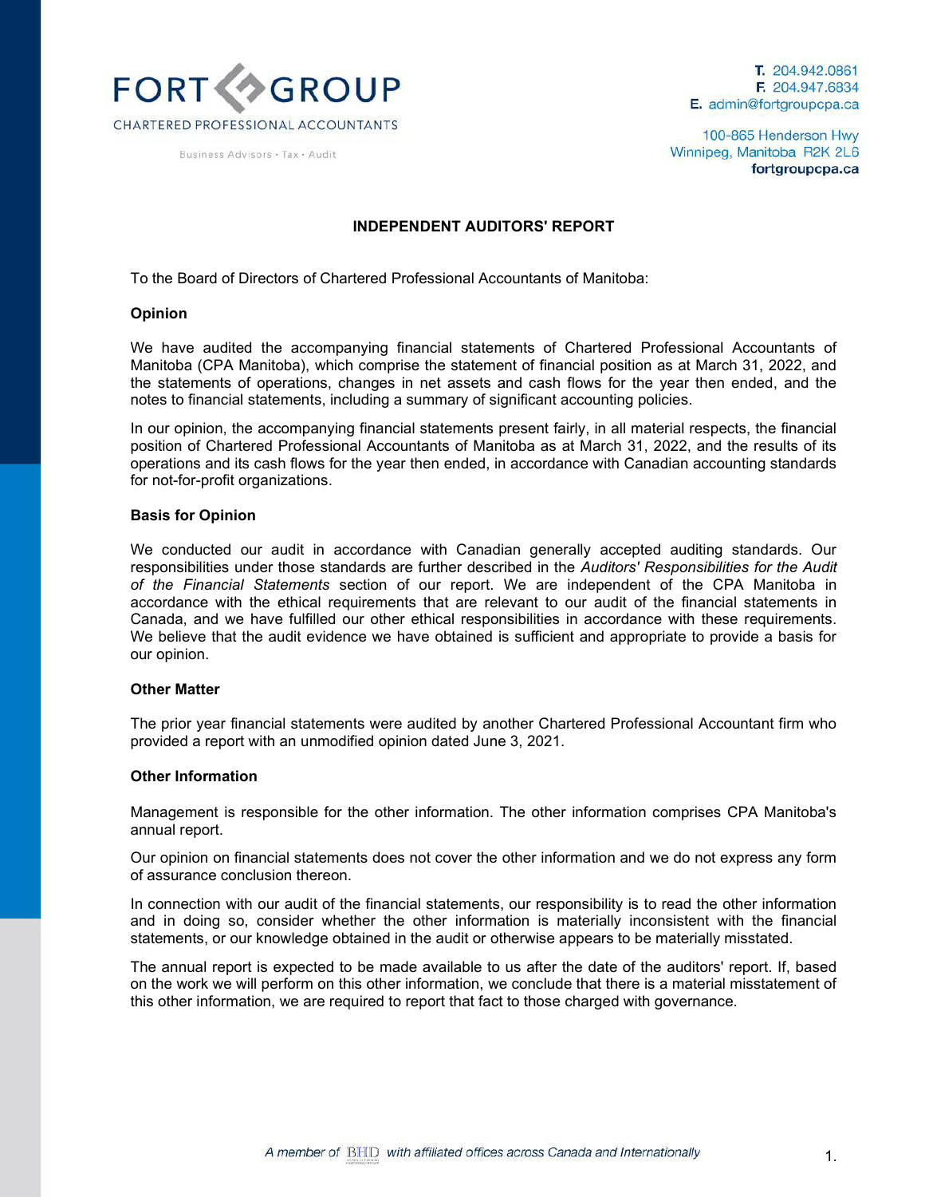FORT GROUP

CHARTERED PROFESSIONAL ACCOUNTANTS

Business Advisors • Tax • Audit

T. 204.942.0861
F. 204.947.6834
E. admin@fortgroupcpa.ca

100-865 Henderson Hwy
Winnipeg, Manitoba R2K 2L6
fortgroupcpa.ca

## INDEPENDENT AUDITORS' REPORT

To the Board of Directors of Chartered Professional Accountants of Manitoba:

### Opinion

We have audited the accompanying financial statements of Chartered Professional Accountants of Manitoba (CPA Manitoba), which comprise the statement of financial position as at March 31, 2022, and the statements of operations, changes in net assets and cash flows for the year then ended, and the notes to financial statements, including a summary of significant accounting policies.

In our opinion, the accompanying financial statements present fairly, in all material respects, the financial position of Chartered Professional Accountants of Manitoba as at March 31, 2022, and the results of its operations and its cash flows for the year then ended, in accordance with Canadian accounting standards for not-for-profit organizations.

### Basis for Opinion

We conducted our audit in accordance with Canadian generally accepted auditing standards. Our responsibilities under those standards are further described in the *Auditors' Responsibilities for the Audit of the Financial Statements* section of our report. We are independent of the CPA Manitoba in accordance with the ethical requirements that are relevant to our audit of the financial statements in Canada, and we have fulfilled our other ethical responsibilities in accordance with these requirements. We believe that the audit evidence we have obtained is sufficient and appropriate to provide a basis for our opinion.

### Other Matter

The prior year financial statements were audited by another Chartered Professional Accountant firm who provided a report with an unmodified opinion dated June 3, 2021.

### Other Information

Management is responsible for the other information. The other information comprises CPA Manitoba's annual report.

Our opinion on financial statements does not cover the other information and we do not express any form of assurance conclusion thereon.

In connection with our audit of the financial statements, our responsibility is to read the other information and in doing so, consider whether the other information is materially inconsistent with the financial statements, or our knowledge obtained in the audit or otherwise appears to be materially misstated.

The annual report is expected to be made available to us after the date of the auditors' report. If, based on the work we will perform on this other information, we conclude that there is a material misstatement of this other information, we are required to report that fact to those charged with governance.

*A member of BHD with affiliated offices across Canada and Internationally*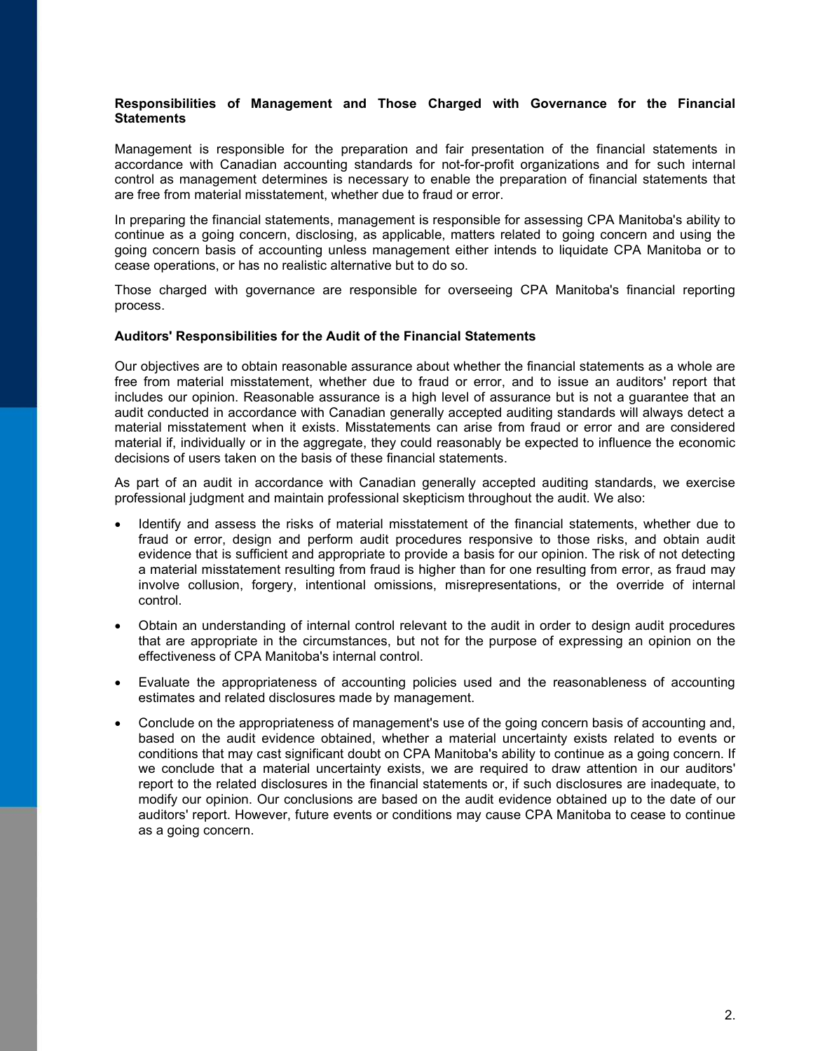**Responsibilities of Management and Those Charged with Governance for the Financial Statements**

Management is responsible for the preparation and fair presentation of the financial statements in accordance with Canadian accounting standards for not-for-profit organizations and for such internal control as management determines is necessary to enable the preparation of financial statements that are free from material misstatement, whether due to fraud or error.

In preparing the financial statements, management is responsible for assessing CPA Manitoba's ability to continue as a going concern, disclosing, as applicable, matters related to going concern and using the going concern basis of accounting unless management either intends to liquidate CPA Manitoba or to cease operations, or has no realistic alternative but to do so.

Those charged with governance are responsible for overseeing CPA Manitoba's financial reporting process.

**Auditors' Responsibilities for the Audit of the Financial Statements**

Our objectives are to obtain reasonable assurance about whether the financial statements as a whole are free from material misstatement, whether due to fraud or error, and to issue an auditors' report that includes our opinion. Reasonable assurance is a high level of assurance but is not a guarantee that an audit conducted in accordance with Canadian generally accepted auditing standards will always detect a material misstatement when it exists. Misstatements can arise from fraud or error and are considered material if, individually or in the aggregate, they could reasonably be expected to influence the economic decisions of users taken on the basis of these financial statements.

As part of an audit in accordance with Canadian generally accepted auditing standards, we exercise professional judgment and maintain professional skepticism throughout the audit. We also:

- Identify and assess the risks of material misstatement of the financial statements, whether due to fraud or error, design and perform audit procedures responsive to those risks, and obtain audit evidence that is sufficient and appropriate to provide a basis for our opinion. The risk of not detecting a material misstatement resulting from fraud is higher than for one resulting from error, as fraud may involve collusion, forgery, intentional omissions, misrepresentations, or the override of internal control.
- Obtain an understanding of internal control relevant to the audit in order to design audit procedures that are appropriate in the circumstances, but not for the purpose of expressing an opinion on the effectiveness of CPA Manitoba's internal control.
- Evaluate the appropriateness of accounting policies used and the reasonableness of accounting estimates and related disclosures made by management.
- Conclude on the appropriateness of management's use of the going concern basis of accounting and, based on the audit evidence obtained, whether a material uncertainty exists related to events or conditions that may cast significant doubt on CPA Manitoba's ability to continue as a going concern. If we conclude that a material uncertainty exists, we are required to draw attention in our auditors' report to the related disclosures in the financial statements or, if such disclosures are inadequate, to modify our opinion. Our conclusions are based on the audit evidence obtained up to the date of our auditors' report. However, future events or conditions may cause CPA Manitoba to cease to continue as a going concern.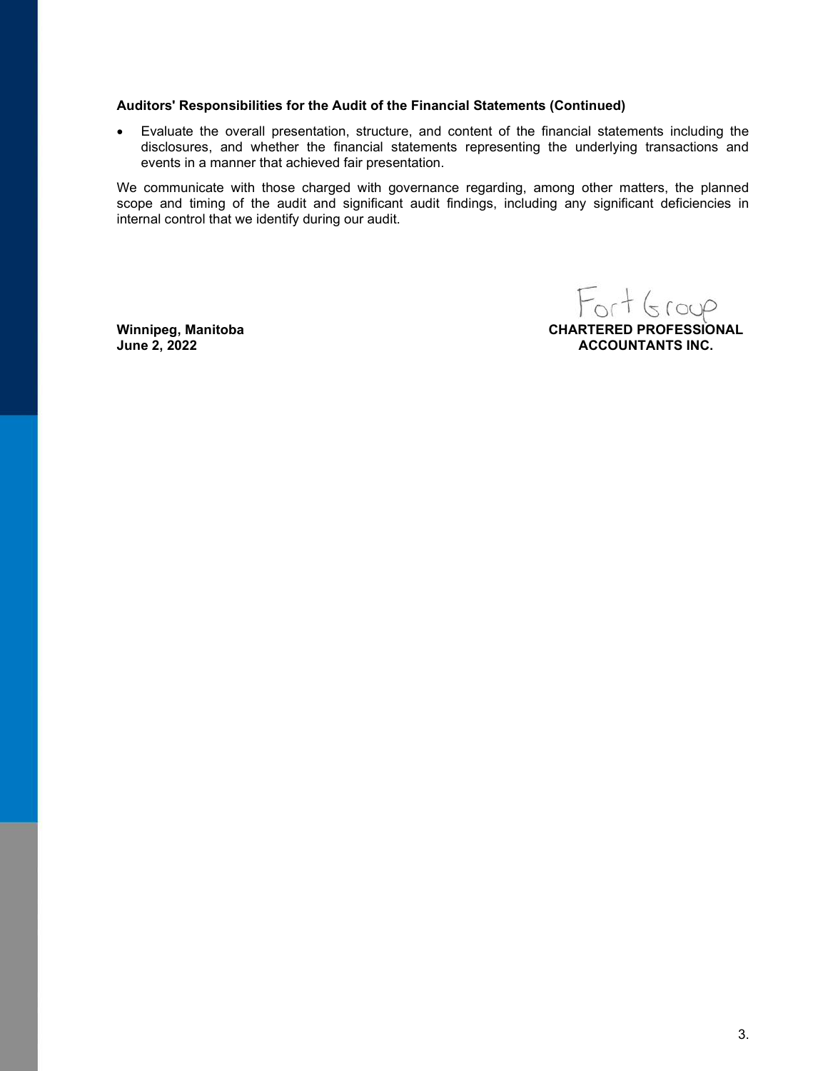**Auditors' Responsibilities for the Audit of the Financial Statements (Continued)**

- Evaluate the overall presentation, structure, and content of the financial statements including the disclosures, and whether the financial statements representing the underlying transactions and events in a manner that achieved fair presentation.

We communicate with those charged with governance regarding, among other matters, the planned scope and timing of the audit and significant audit findings, including any significant deficiencies in internal control that we identify during our audit.

Fort Group

**CHARTERED PROFESSIONAL ACCOUNTANTS INC.**

**Winnipeg, Manitoba**
**June 2, 2022**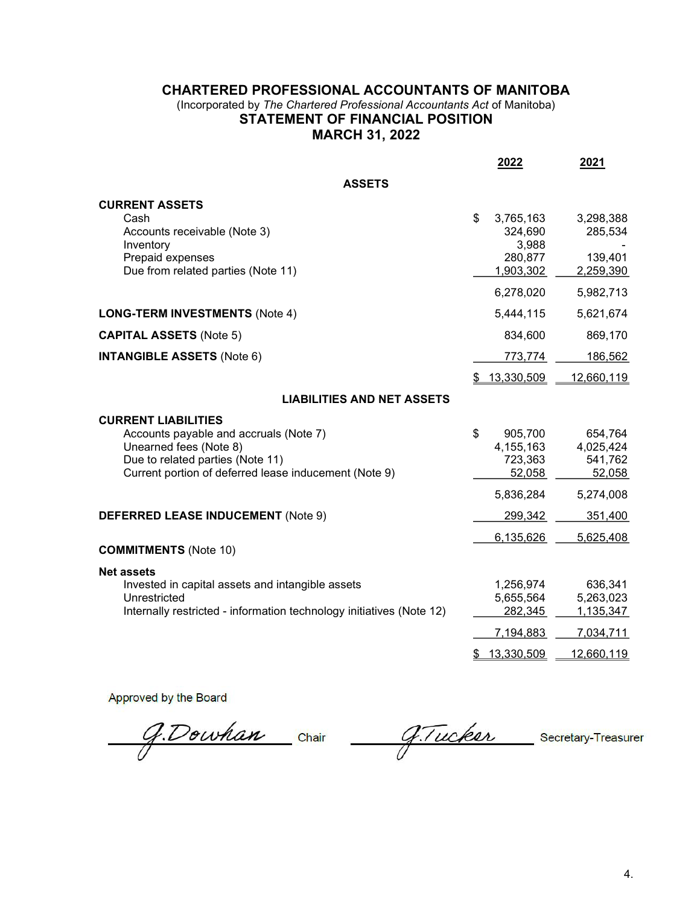# CHARTERED PROFESSIONAL ACCOUNTANTS OF MANITOBA

(Incorporated by *The Chartered Professional Accountants Act* of Manitoba)

## STATEMENT OF FINANCIAL POSITION

## MARCH 31, 2022

| | 2022 | 2021 |
|---|---|---|
| **ASSETS** | | |
| **CURRENT ASSETS** | | |
| Cash | $ 3,765,163 | 3,298,388 |
| Accounts receivable (Note 3) | 324,690 | 285,534 |
| Inventory | 3,988 | - |
| Prepaid expenses | 280,877 | 139,401 |
| Due from related parties (Note 11) | 1,903,302 | 2,259,390 |
| | 6,278,020 | 5,982,713 |
| **LONG-TERM INVESTMENTS** (Note 4) | 5,444,115 | 5,621,674 |
| **CAPITAL ASSETS** (Note 5) | 834,600 | 869,170 |
| **INTANGIBLE ASSETS** (Note 6) | 773,774 | 186,562 |
| | $ 13,330,509 | 12,660,119 |
| **LIABILITIES AND NET ASSETS** | | |
| **CURRENT LIABILITIES** | | |
| Accounts payable and accruals (Note 7) | $ 905,700 | 654,764 |
| Unearned fees (Note 8) | 4,155,163 | 4,025,424 |
| Due to related parties (Note 11) | 723,363 | 541,762 |
| Current portion of deferred lease inducement (Note 9) | 52,058 | 52,058 |
| | 5,836,284 | 5,274,008 |
| **DEFERRED LEASE INDUCEMENT** (Note 9) | 299,342 | 351,400 |
| | 6,135,626 | 5,625,408 |
| **COMMITMENTS** (Note 10) | | |
| **Net assets** | | |
| Invested in capital assets and intangible assets | 1,256,974 | 636,341 |
| Unrestricted | 5,655,564 | 5,263,023 |
| Internally restricted - information technology initiatives (Note 12) | 282,345 | 1,135,347 |
| | 7,194,883 | 7,034,711 |
| | $ 13,330,509 | 12,660,119 |

Approved by the Board

G.Dowhan Chair

G.Tucker Secretary-Treasurer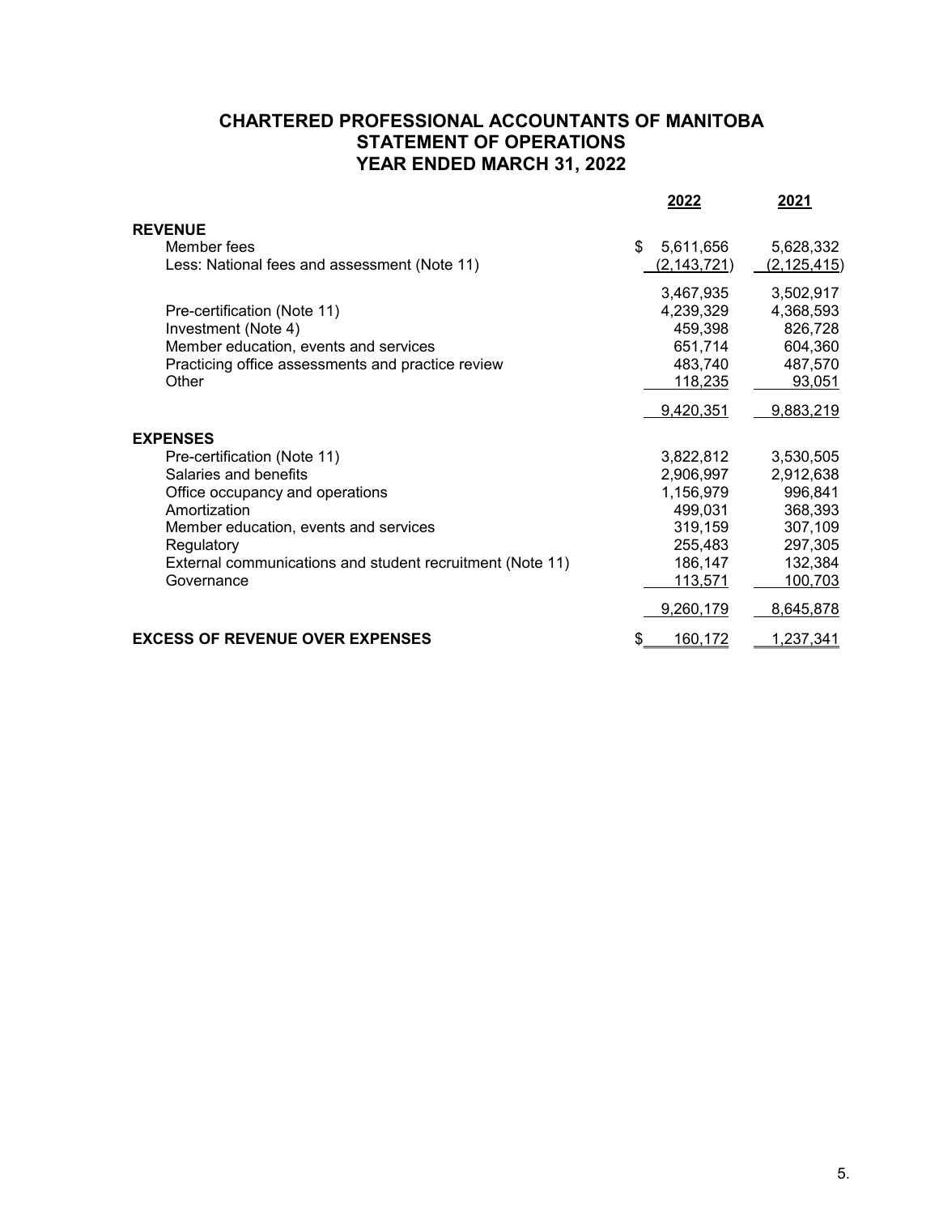# CHARTERED PROFESSIONAL ACCOUNTANTS OF MANITOBA
## STATEMENT OF OPERATIONS
## YEAR ENDED MARCH 31, 2022

| | 2022 | 2021 |
|---|---|---|
| **REVENUE** | | |
| Member fees | $ 5,611,656 | 5,628,332 |
| Less: National fees and assessment (Note 11) | (2,143,721) | (2,125,415) |
| | 3,467,935 | 3,502,917 |
| Pre-certification (Note 11) | 4,239,329 | 4,368,593 |
| Investment (Note 4) | 459,398 | 826,728 |
| Member education, events and services | 651,714 | 604,360 |
| Practicing office assessments and practice review | 483,740 | 487,570 |
| Other | 118,235 | 93,051 |
| | 9,420,351 | 9,883,219 |
| **EXPENSES** | | |
| Pre-certification (Note 11) | 3,822,812 | 3,530,505 |
| Salaries and benefits | 2,906,997 | 2,912,638 |
| Office occupancy and operations | 1,156,979 | 996,841 |
| Amortization | 499,031 | 368,393 |
| Member education, events and services | 319,159 | 307,109 |
| Regulatory | 255,483 | 297,305 |
| External communications and student recruitment (Note 11) | 186,147 | 132,384 |
| Governance | 113,571 | 100,703 |
| | 9,260,179 | 8,645,878 |
| **EXCESS OF REVENUE OVER EXPENSES** | $ 160,172 | 1,237,341 |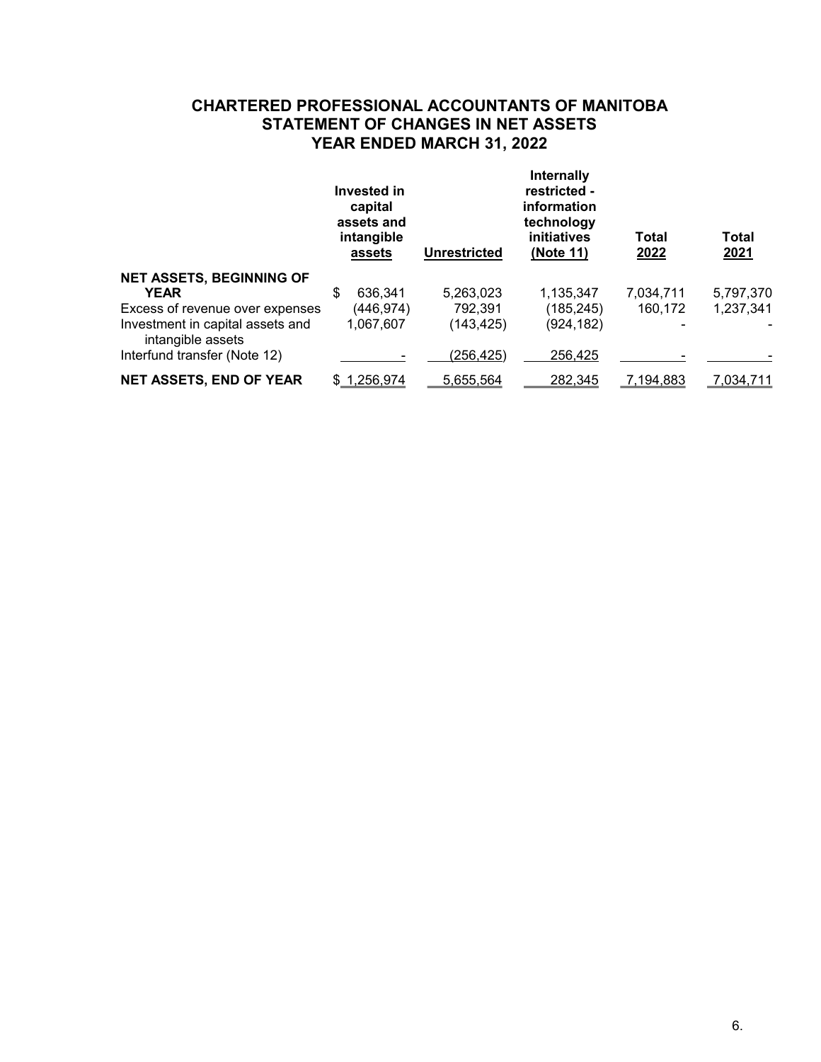# CHARTERED PROFESSIONAL ACCOUNTANTS OF MANITOBA
## STATEMENT OF CHANGES IN NET ASSETS
## YEAR ENDED MARCH 31, 2022

| | Invested in capital assets and intangible assets | Unrestricted | Internally restricted - information technology initiatives (Note 11) | Total 2022 | Total 2021 |
|---|---|---|---|---|---|
| **NET ASSETS, BEGINNING OF YEAR** | $ 636,341 | 5,263,023 | 1,135,347 | 7,034,711 | 5,797,370 |
| Excess of revenue over expenses | (446,974) | 792,391 | (185,245) | 160,172 | 1,237,341 |
| Investment in capital assets and intangible assets | 1,067,607 | (143,425) | (924,182) | - | - |
| Interfund transfer (Note 12) | - | (256,425) | 256,425 | - | - |
| **NET ASSETS, END OF YEAR** | $ 1,256,974 | 5,655,564 | 282,345 | 7,194,883 | 7,034,711 |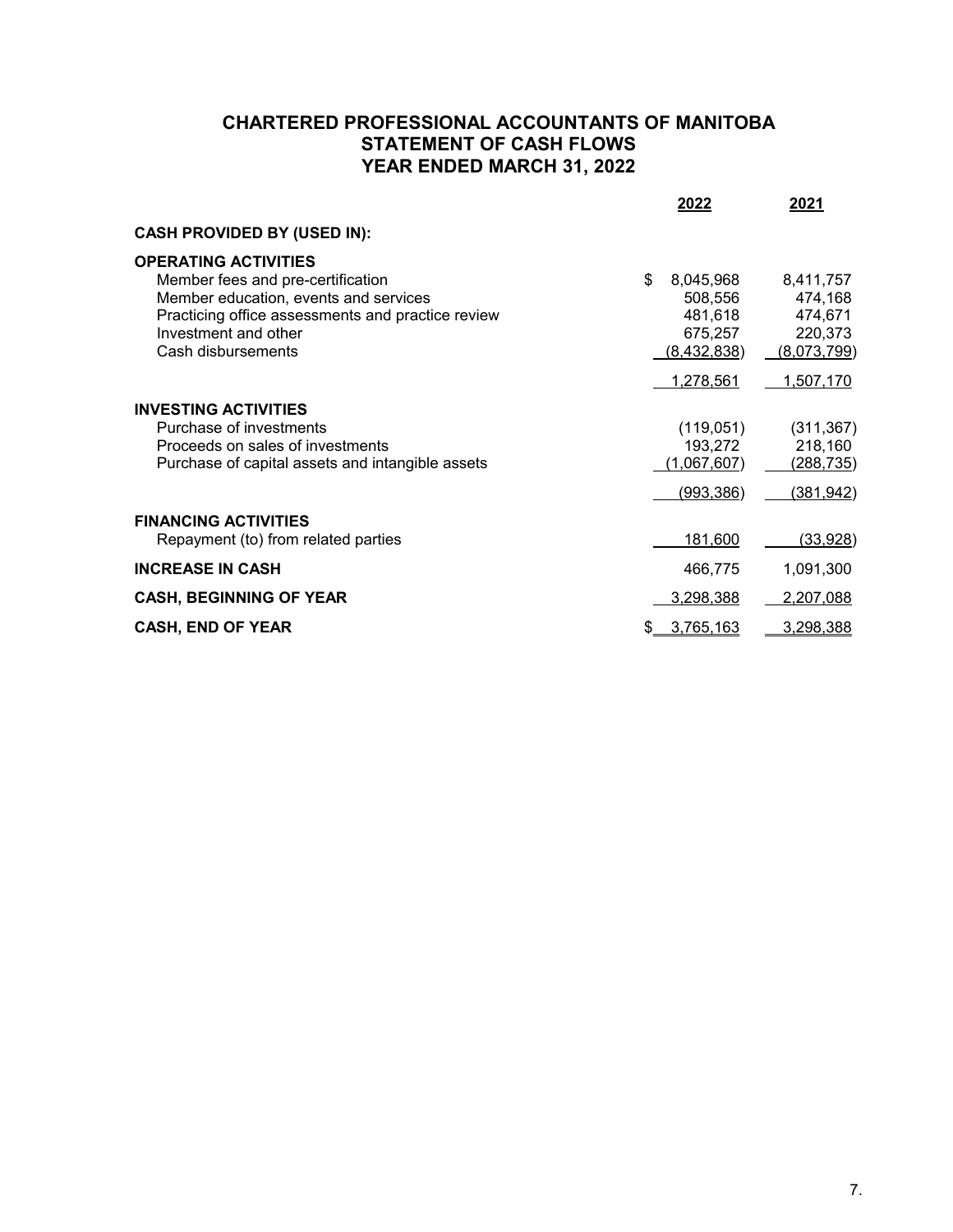# CHARTERED PROFESSIONAL ACCOUNTANTS OF MANITOBA
## STATEMENT OF CASH FLOWS
## YEAR ENDED MARCH 31, 2022

| | 2022 | 2021 |
|---|---|---|
| **CASH PROVIDED BY (USED IN):** | | |
| **OPERATING ACTIVITIES** | | |
| Member fees and pre-certification | $ 8,045,968 | 8,411,757 |
| Member education, events and services | 508,556 | 474,168 |
| Practicing office assessments and practice review | 481,618 | 474,671 |
| Investment and other | 675,257 | 220,373 |
| Cash disbursements | (8,432,838) | (8,073,799) |
| | 1,278,561 | 1,507,170 |
| **INVESTING ACTIVITIES** | | |
| Purchase of investments | (119,051) | (311,367) |
| Proceeds on sales of investments | 193,272 | 218,160 |
| Purchase of capital assets and intangible assets | (1,067,607) | (288,735) |
| | (993,386) | (381,942) |
| **FINANCING ACTIVITIES** | | |
| Repayment (to) from related parties | 181,600 | (33,928) |
| **INCREASE IN CASH** | 466,775 | 1,091,300 |
| **CASH, BEGINNING OF YEAR** | 3,298,388 | 2,207,088 |
| **CASH, END OF YEAR** | $ 3,765,163 | 3,298,388 |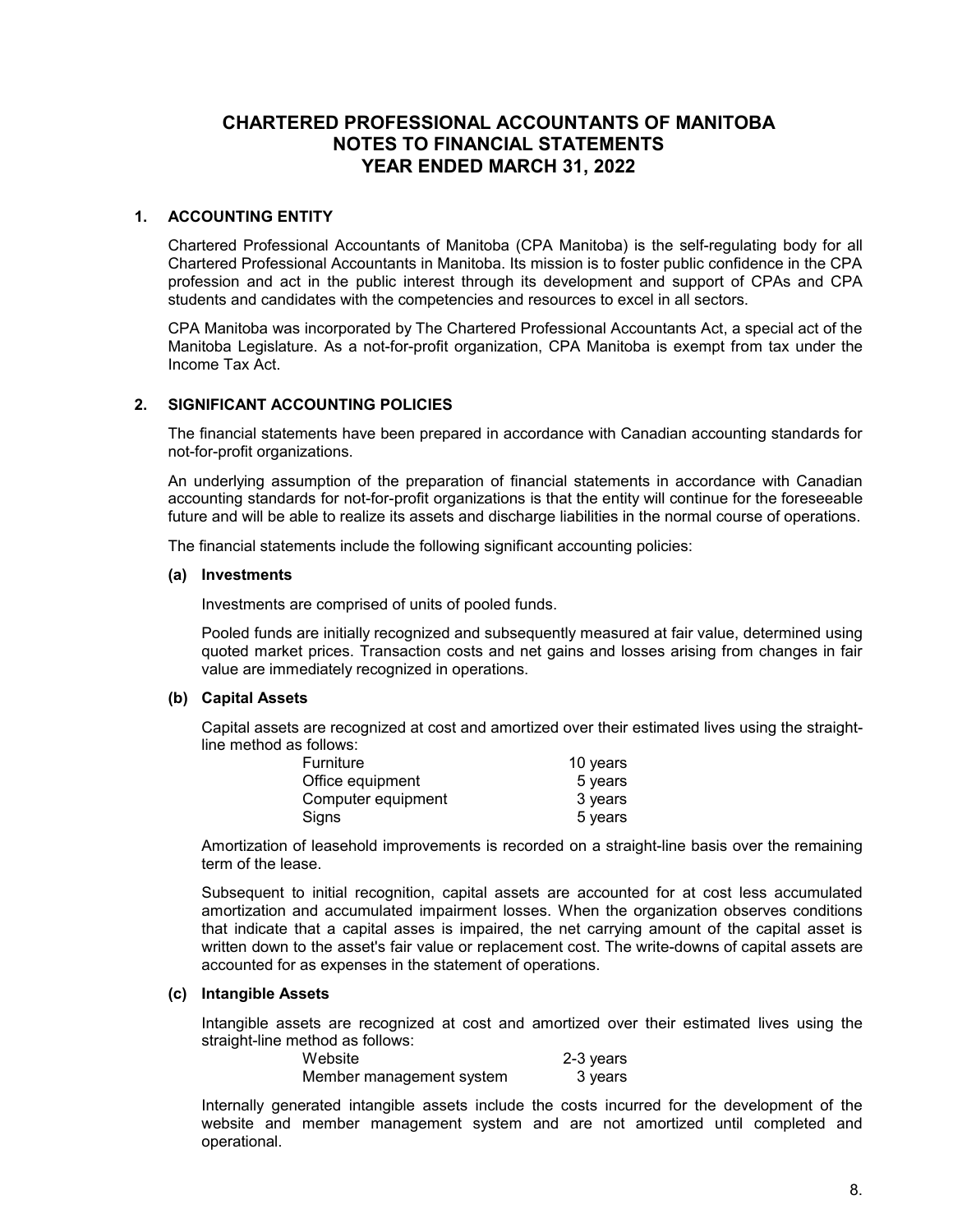# CHARTERED PROFESSIONAL ACCOUNTANTS OF MANITOBA
# NOTES TO FINANCIAL STATEMENTS
# YEAR ENDED MARCH 31, 2022

## 1. ACCOUNTING ENTITY

Chartered Professional Accountants of Manitoba (CPA Manitoba) is the self-regulating body for all Chartered Professional Accountants in Manitoba. Its mission is to foster public confidence in the CPA profession and act in the public interest through its development and support of CPAs and CPA students and candidates with the competencies and resources to excel in all sectors.

CPA Manitoba was incorporated by The Chartered Professional Accountants Act, a special act of the Manitoba Legislature. As a not-for-profit organization, CPA Manitoba is exempt from tax under the Income Tax Act.

## 2. SIGNIFICANT ACCOUNTING POLICIES

The financial statements have been prepared in accordance with Canadian accounting standards for not-for-profit organizations.

An underlying assumption of the preparation of financial statements in accordance with Canadian accounting standards for not-for-profit organizations is that the entity will continue for the foreseeable future and will be able to realize its assets and discharge liabilities in the normal course of operations.

The financial statements include the following significant accounting policies:

### (a) Investments

Investments are comprised of units of pooled funds.

Pooled funds are initially recognized and subsequently measured at fair value, determined using quoted market prices. Transaction costs and net gains and losses arising from changes in fair value are immediately recognized in operations.

### (b) Capital Assets

Capital assets are recognized at cost and amortized over their estimated lives using the straight-line method as follows:

| | |
|---|---|
| Furniture | 10 years |
| Office equipment | 5 years |
| Computer equipment | 3 years |
| Signs | 5 years |

Amortization of leasehold improvements is recorded on a straight-line basis over the remaining term of the lease.

Subsequent to initial recognition, capital assets are accounted for at cost less accumulated amortization and accumulated impairment losses. When the organization observes conditions that indicate that a capital asses is impaired, the net carrying amount of the capital asset is written down to the asset's fair value or replacement cost. The write-downs of capital assets are accounted for as expenses in the statement of operations.

### (c) Intangible Assets

Intangible assets are recognized at cost and amortized over their estimated lives using the straight-line method as follows:

| | |
|---|---|
| Website | 2-3 years |
| Member management system | 3 years |

Internally generated intangible assets include the costs incurred for the development of the website and member management system and are not amortized until completed and operational.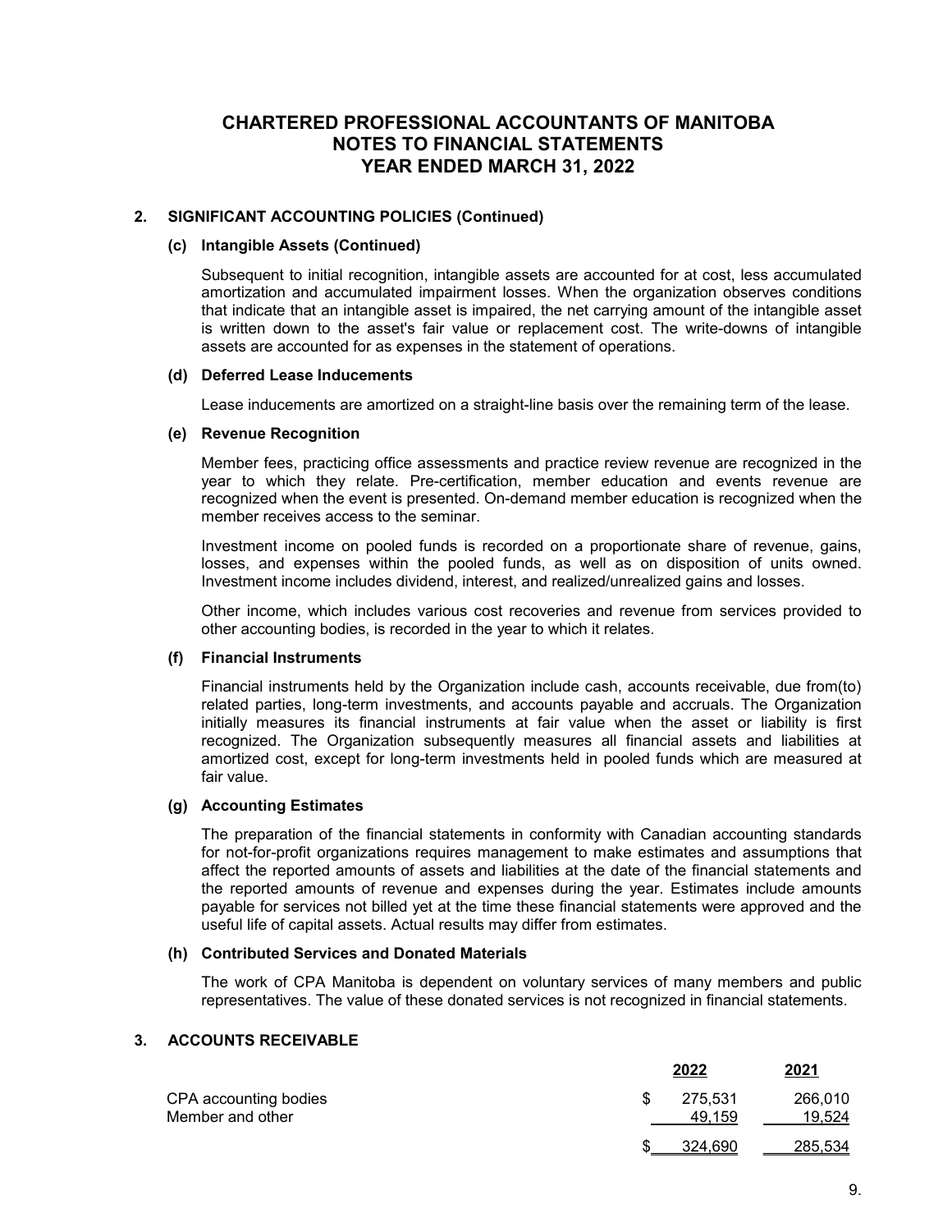# CHARTERED PROFESSIONAL ACCOUNTANTS OF MANITOBA
# NOTES TO FINANCIAL STATEMENTS
# YEAR ENDED MARCH 31, 2022

## 2. SIGNIFICANT ACCOUNTING POLICIES (Continued)

### (c) Intangible Assets (Continued)

Subsequent to initial recognition, intangible assets are accounted for at cost, less accumulated amortization and accumulated impairment losses. When the organization observes conditions that indicate that an intangible asset is impaired, the net carrying amount of the intangible asset is written down to the asset's fair value or replacement cost. The write-downs of intangible assets are accounted for as expenses in the statement of operations.

### (d) Deferred Lease Inducements

Lease inducements are amortized on a straight-line basis over the remaining term of the lease.

### (e) Revenue Recognition

Member fees, practicing office assessments and practice review revenue are recognized in the year to which they relate. Pre-certification, member education and events revenue are recognized when the event is presented. On-demand member education is recognized when the member receives access to the seminar.

Investment income on pooled funds is recorded on a proportionate share of revenue, gains, losses, and expenses within the pooled funds, as well as on disposition of units owned. Investment income includes dividend, interest, and realized/unrealized gains and losses.

Other income, which includes various cost recoveries and revenue from services provided to other accounting bodies, is recorded in the year to which it relates.

### (f) Financial Instruments

Financial instruments held by the Organization include cash, accounts receivable, due from(to) related parties, long-term investments, and accounts payable and accruals. The Organization initially measures its financial instruments at fair value when the asset or liability is first recognized. The Organization subsequently measures all financial assets and liabilities at amortized cost, except for long-term investments held in pooled funds which are measured at fair value.

### (g) Accounting Estimates

The preparation of the financial statements in conformity with Canadian accounting standards for not-for-profit organizations requires management to make estimates and assumptions that affect the reported amounts of assets and liabilities at the date of the financial statements and the reported amounts of revenue and expenses during the year. Estimates include amounts payable for services not billed yet at the time these financial statements were approved and the useful life of capital assets. Actual results may differ from estimates.

### (h) Contributed Services and Donated Materials

The work of CPA Manitoba is dependent on voluntary services of many members and public representatives. The value of these donated services is not recognized in financial statements.

## 3. ACCOUNTS RECEIVABLE

| | 2022 | 2021 |
|---|---|---|
| CPA accounting bodies | $ 275,531 | 266,010 |
| Member and other | 49,159 | 19,524 |
| | $ 324,690 | 285,534 |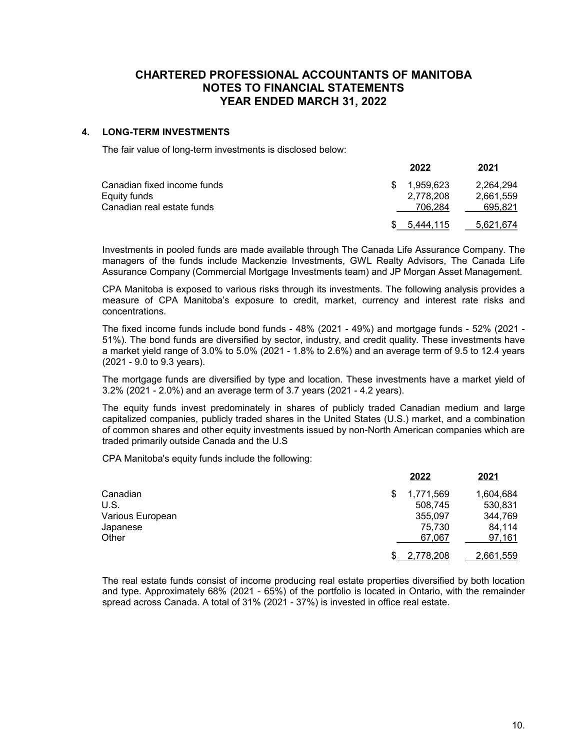# CHARTERED PROFESSIONAL ACCOUNTANTS OF MANITOBA
# NOTES TO FINANCIAL STATEMENTS
# YEAR ENDED MARCH 31, 2022

## 4. LONG-TERM INVESTMENTS

The fair value of long-term investments is disclosed below:

| | 2022 | 2021 |
|---|---|---|
| Canadian fixed income funds | $ 1,959,623 | 2,264,294 |
| Equity funds | 2,778,208 | 2,661,559 |
| Canadian real estate funds | 706,284 | 695,821 |
| | $ 5,444,115 | 5,621,674 |

Investments in pooled funds are made available through The Canada Life Assurance Company. The managers of the funds include Mackenzie Investments, GWL Realty Advisors, The Canada Life Assurance Company (Commercial Mortgage Investments team) and JP Morgan Asset Management.

CPA Manitoba is exposed to various risks through its investments. The following analysis provides a measure of CPA Manitoba's exposure to credit, market, currency and interest rate risks and concentrations.

The fixed income funds include bond funds - 48% (2021 - 49%) and mortgage funds - 52% (2021 - 51%). The bond funds are diversified by sector, industry, and credit quality. These investments have a market yield range of 3.0% to 5.0% (2021 - 1.8% to 2.6%) and an average term of 9.5 to 12.4 years (2021 - 9.0 to 9.3 years).

The mortgage funds are diversified by type and location. These investments have a market yield of 3.2% (2021 - 2.0%) and an average term of 3.7 years (2021 - 4.2 years).

The equity funds invest predominately in shares of publicly traded Canadian medium and large capitalized companies, publicly traded shares in the United States (U.S.) market, and a combination of common shares and other equity investments issued by non-North American companies which are traded primarily outside Canada and the U.S

CPA Manitoba's equity funds include the following:

| | 2022 | 2021 |
|---|---|---|
| Canadian | $ 1,771,569 | 1,604,684 |
| U.S. | 508,745 | 530,831 |
| Various European | 355,097 | 344,769 |
| Japanese | 75,730 | 84,114 |
| Other | 67,067 | 97,161 |
| | $ 2,778,208 | 2,661,559 |

The real estate funds consist of income producing real estate properties diversified by both location and type. Approximately 68% (2021 - 65%) of the portfolio is located in Ontario, with the remainder spread across Canada. A total of 31% (2021 - 37%) is invested in office real estate.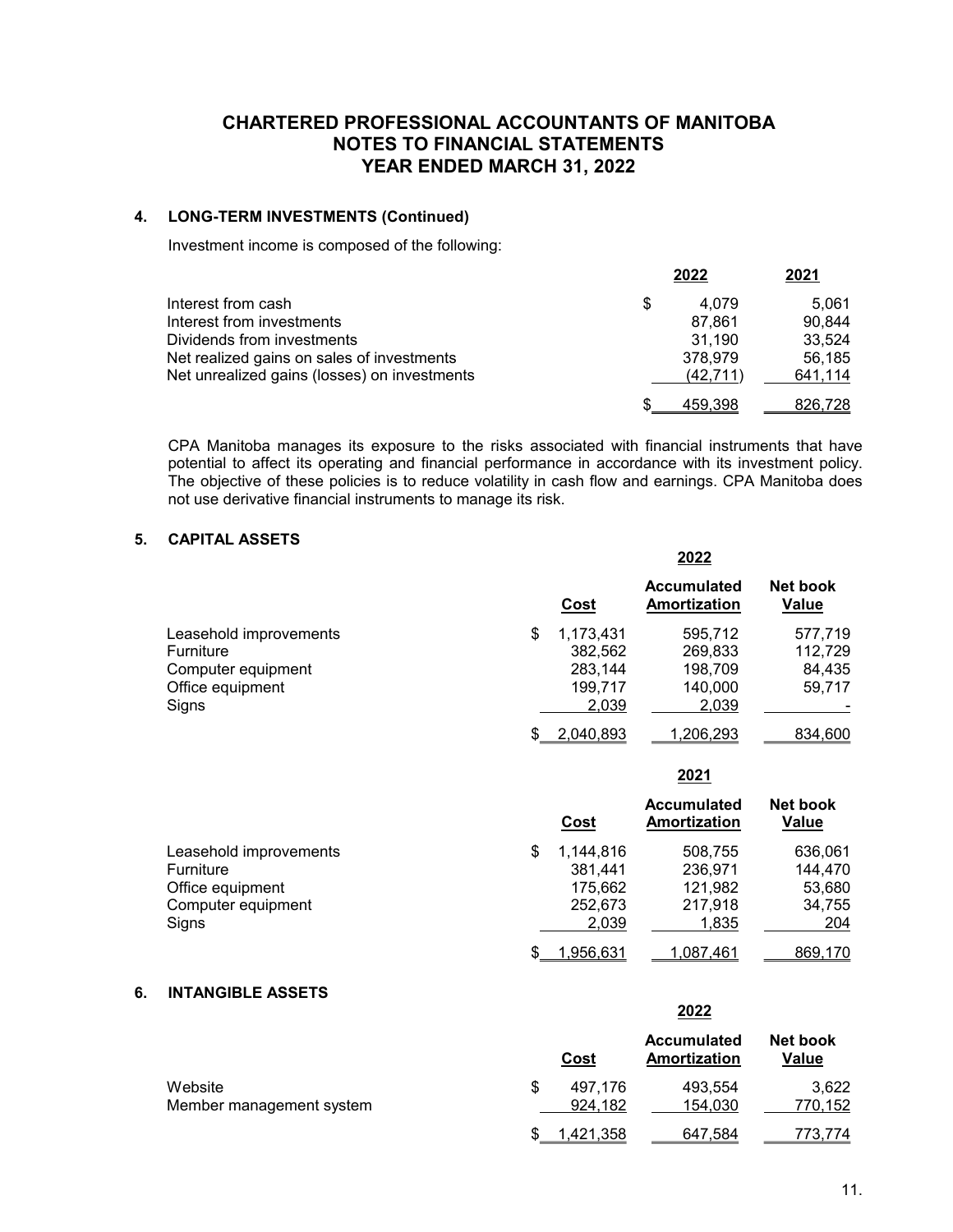# CHARTERED PROFESSIONAL ACCOUNTANTS OF MANITOBA
# NOTES TO FINANCIAL STATEMENTS
# YEAR ENDED MARCH 31, 2022

## 4. LONG-TERM INVESTMENTS (Continued)

Investment income is composed of the following:

| | 2022 | 2021 |
|---|---|---|
| Interest from cash | $ 4,079 | 5,061 |
| Interest from investments | 87,861 | 90,844 |
| Dividends from investments | 31,190 | 33,524 |
| Net realized gains on sales of investments | 378,979 | 56,185 |
| Net unrealized gains (losses) on investments | (42,711) | 641,114 |
| | $ 459,398 | 826,728 |

CPA Manitoba manages its exposure to the risks associated with financial instruments that have potential to affect its operating and financial performance in accordance with its investment policy. The objective of these policies is to reduce volatility in cash flow and earnings. CPA Manitoba does not use derivative financial instruments to manage its risk.

## 5. CAPITAL ASSETS

| | | 2022 | |
|---|---|---|---|
| | Cost | Accumulated Amortization | Net book Value |
| Leasehold improvements | $ 1,173,431 | 595,712 | 577,719 |
| Furniture | 382,562 | 269,833 | 112,729 |
| Computer equipment | 283,144 | 198,709 | 84,435 |
| Office equipment | 199,717 | 140,000 | 59,717 |
| Signs | 2,039 | 2,039 | - |
| | $ 2,040,893 | 1,206,293 | 834,600 |

| | | 2021 | |
|---|---|---|---|
| | Cost | Accumulated Amortization | Net book Value |
| Leasehold improvements | $ 1,144,816 | 508,755 | 636,061 |
| Furniture | 381,441 | 236,971 | 144,470 |
| Office equipment | 175,662 | 121,982 | 53,680 |
| Computer equipment | 252,673 | 217,918 | 34,755 |
| Signs | 2,039 | 1,835 | 204 |
| | $ 1,956,631 | 1,087,461 | 869,170 |

## 6. INTANGIBLE ASSETS

| | | 2022 | |
|---|---|---|---|
| | Cost | Accumulated Amortization | Net book Value |
| Website | $ 497,176 | 493,554 | 3,622 |
| Member management system | 924,182 | 154,030 | 770,152 |
| | $ 1,421,358 | 647,584 | 773,774 |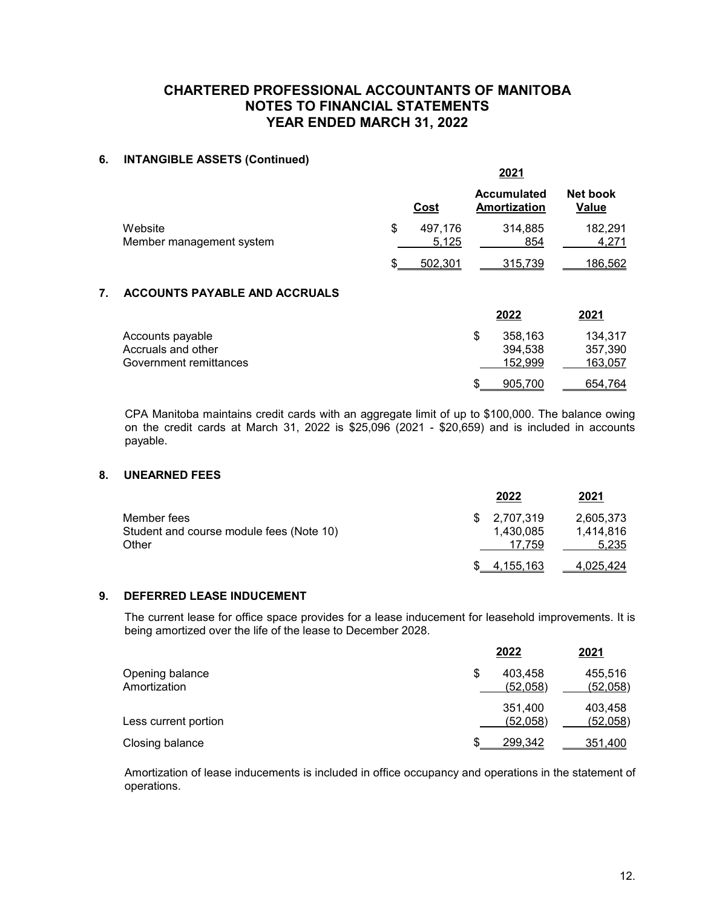# CHARTERED PROFESSIONAL ACCOUNTANTS OF MANITOBA
# NOTES TO FINANCIAL STATEMENTS
# YEAR ENDED MARCH 31, 2022

## 6. INTANGIBLE ASSETS (Continued)

| | 2021 | | |
|---|---|---|---|
| | Cost | Accumulated Amortization | Net book Value |
| Website | $ 497,176 | 314,885 | 182,291 |
| Member management system | 5,125 | 854 | 4,271 |
| | $ 502,301 | 315,739 | 186,562 |

## 7. ACCOUNTS PAYABLE AND ACCRUALS

| | 2022 | 2021 |
|---|---|---|
| Accounts payable | $ 358,163 | 134,317 |
| Accruals and other | 394,538 | 357,390 |
| Government remittances | 152,999 | 163,057 |
| | $ 905,700 | 654,764 |

CPA Manitoba maintains credit cards with an aggregate limit of up to $100,000. The balance owing on the credit cards at March 31, 2022 is $25,096 (2021 - $20,659) and is included in accounts payable.

## 8. UNEARNED FEES

| | 2022 | 2021 |
|---|---|---|
| Member fees | $ 2,707,319 | 2,605,373 |
| Student and course module fees (Note 10) | 1,430,085 | 1,414,816 |
| Other | 17,759 | 5,235 |
| | $ 4,155,163 | 4,025,424 |

## 9. DEFERRED LEASE INDUCEMENT

The current lease for office space provides for a lease inducement for leasehold improvements. It is being amortized over the life of the lease to December 2028.

| | 2022 | 2021 |
|---|---|---|
| Opening balance | $ 403,458 | 455,516 |
| Amortization | (52,058) | (52,058) |
| | 351,400 | 403,458 |
| Less current portion | (52,058) | (52,058) |
| Closing balance | $ 299,342 | 351,400 |

Amortization of lease inducements is included in office occupancy and operations in the statement of operations.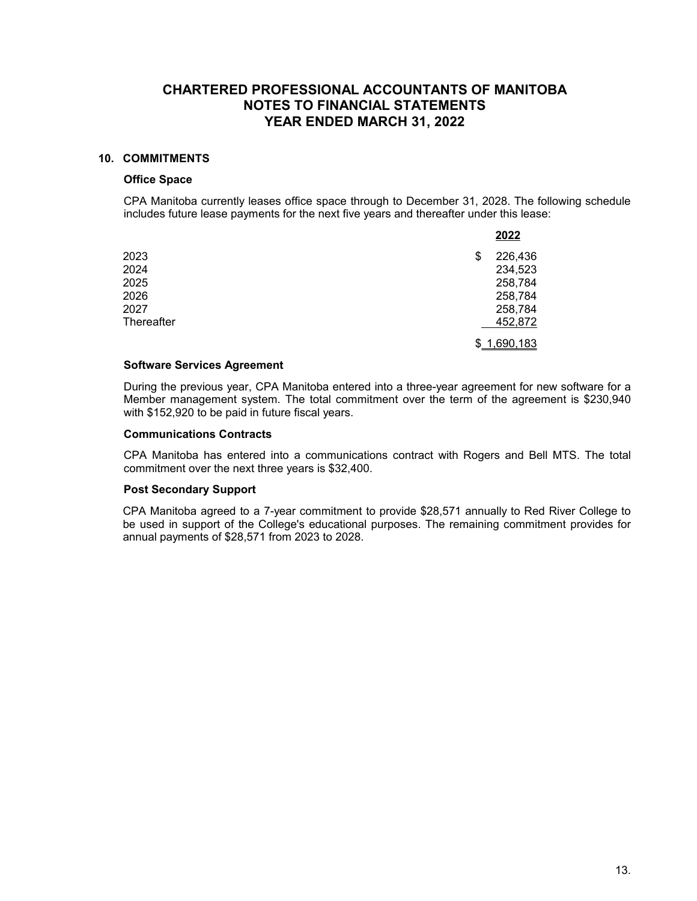# CHARTERED PROFESSIONAL ACCOUNTANTS OF MANITOBA
# NOTES TO FINANCIAL STATEMENTS
# YEAR ENDED MARCH 31, 2022

## 10. COMMITMENTS

### Office Space

CPA Manitoba currently leases office space through to December 31, 2028. The following schedule includes future lease payments for the next five years and thereafter under this lease:

| | 2022 |
|---|---|
| 2023 | $ 226,436 |
| 2024 | 234,523 |
| 2025 | 258,784 |
| 2026 | 258,784 |
| 2027 | 258,784 |
| Thereafter | 452,872 |
| | $ 1,690,183 |

### Software Services Agreement

During the previous year, CPA Manitoba entered into a three-year agreement for new software for a Member management system. The total commitment over the term of the agreement is $230,940 with $152,920 to be paid in future fiscal years.

### Communications Contracts

CPA Manitoba has entered into a communications contract with Rogers and Bell MTS. The total commitment over the next three years is $32,400.

### Post Secondary Support

CPA Manitoba agreed to a 7-year commitment to provide $28,571 annually to Red River College to be used in support of the College's educational purposes. The remaining commitment provides for annual payments of $28,571 from 2023 to 2028.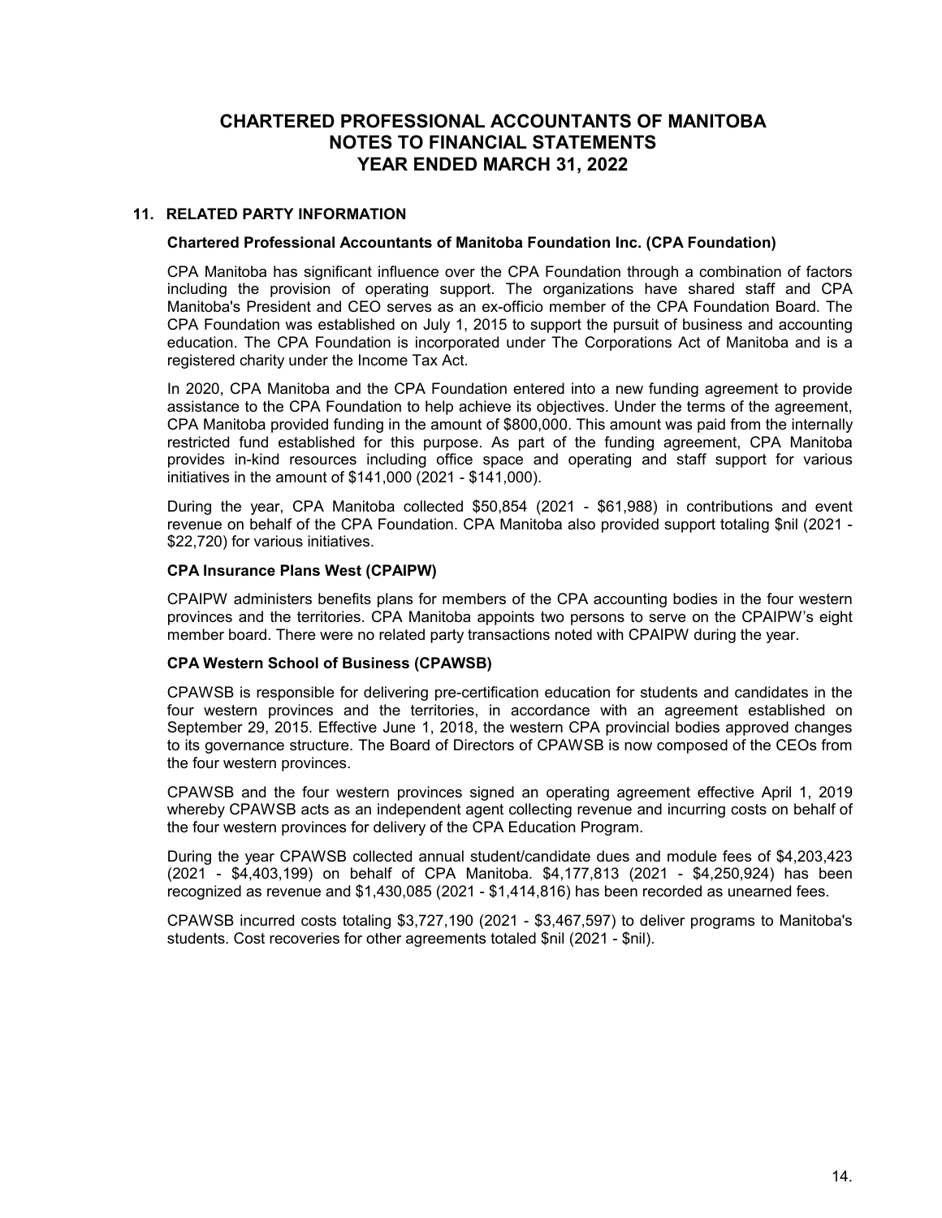# CHARTERED PROFESSIONAL ACCOUNTANTS OF MANITOBA
# NOTES TO FINANCIAL STATEMENTS
# YEAR ENDED MARCH 31, 2022

## 11. RELATED PARTY INFORMATION

### Chartered Professional Accountants of Manitoba Foundation Inc. (CPA Foundation)

CPA Manitoba has significant influence over the CPA Foundation through a combination of factors including the provision of operating support. The organizations have shared staff and CPA Manitoba's President and CEO serves as an ex-officio member of the CPA Foundation Board. The CPA Foundation was established on July 1, 2015 to support the pursuit of business and accounting education. The CPA Foundation is incorporated under The Corporations Act of Manitoba and is a registered charity under the Income Tax Act.

In 2020, CPA Manitoba and the CPA Foundation entered into a new funding agreement to provide assistance to the CPA Foundation to help achieve its objectives. Under the terms of the agreement, CPA Manitoba provided funding in the amount of $800,000. This amount was paid from the internally restricted fund established for this purpose. As part of the funding agreement, CPA Manitoba provides in-kind resources including office space and operating and staff support for various initiatives in the amount of $141,000 (2021 - $141,000).

During the year, CPA Manitoba collected $50,854 (2021 - $61,988) in contributions and event revenue on behalf of the CPA Foundation. CPA Manitoba also provided support totaling $nil (2021 - $22,720) for various initiatives.

### CPA Insurance Plans West (CPAIPW)

CPAIPW administers benefits plans for members of the CPA accounting bodies in the four western provinces and the territories. CPA Manitoba appoints two persons to serve on the CPAIPW's eight member board. There were no related party transactions noted with CPAIPW during the year.

### CPA Western School of Business (CPAWSB)

CPAWSB is responsible for delivering pre-certification education for students and candidates in the four western provinces and the territories, in accordance with an agreement established on September 29, 2015. Effective June 1, 2018, the western CPA provincial bodies approved changes to its governance structure. The Board of Directors of CPAWSB is now composed of the CEOs from the four western provinces.

CPAWSB and the four western provinces signed an operating agreement effective April 1, 2019 whereby CPAWSB acts as an independent agent collecting revenue and incurring costs on behalf of the four western provinces for delivery of the CPA Education Program.

During the year CPAWSB collected annual student/candidate dues and module fees of $4,203,423 (2021 - $4,403,199) on behalf of CPA Manitoba. $4,177,813 (2021 - $4,250,924) has been recognized as revenue and $1,430,085 (2021 - $1,414,816) has been recorded as unearned fees.

CPAWSB incurred costs totaling $3,727,190 (2021 - $3,467,597) to deliver programs to Manitoba's students. Cost recoveries for other agreements totaled $nil (2021 - $nil).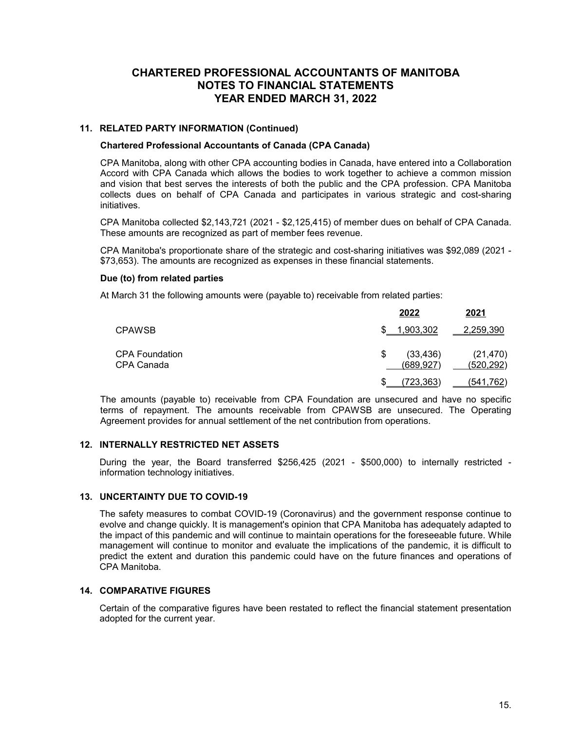# CHARTERED PROFESSIONAL ACCOUNTANTS OF MANITOBA
# NOTES TO FINANCIAL STATEMENTS
# YEAR ENDED MARCH 31, 2022

## 11. RELATED PARTY INFORMATION (Continued)

### Chartered Professional Accountants of Canada (CPA Canada)

CPA Manitoba, along with other CPA accounting bodies in Canada, have entered into a Collaboration Accord with CPA Canada which allows the bodies to work together to achieve a common mission and vision that best serves the interests of both the public and the CPA profession. CPA Manitoba collects dues on behalf of CPA Canada and participates in various strategic and cost-sharing initiatives.

CPA Manitoba collected $2,143,721 (2021 - $2,125,415) of member dues on behalf of CPA Canada. These amounts are recognized as part of member fees revenue.

CPA Manitoba's proportionate share of the strategic and cost-sharing initiatives was $92,089 (2021 - $73,653). The amounts are recognized as expenses in these financial statements.

### Due (to) from related parties

At March 31 the following amounts were (payable to) receivable from related parties:

| | 2022 | 2021 |
|---|---|---|
| CPAWSB | $ 1,903,302 | 2,259,390 |
| CPA Foundation | $ (33,436) | (21,470) |
| CPA Canada | (689,927) | (520,292) |
| | $ (723,363) | (541,762) |

The amounts (payable to) receivable from CPA Foundation are unsecured and have no specific terms of repayment. The amounts receivable from CPAWSB are unsecured. The Operating Agreement provides for annual settlement of the net contribution from operations.

## 12. INTERNALLY RESTRICTED NET ASSETS

During the year, the Board transferred $256,425 (2021 - $500,000) to internally restricted - information technology initiatives.

## 13. UNCERTAINTY DUE TO COVID-19

The safety measures to combat COVID-19 (Coronavirus) and the government response continue to evolve and change quickly. It is management's opinion that CPA Manitoba has adequately adapted to the impact of this pandemic and will continue to maintain operations for the foreseeable future. While management will continue to monitor and evaluate the implications of the pandemic, it is difficult to predict the extent and duration this pandemic could have on the future finances and operations of CPA Manitoba.

## 14. COMPARATIVE FIGURES

Certain of the comparative figures have been restated to reflect the financial statement presentation adopted for the current year.